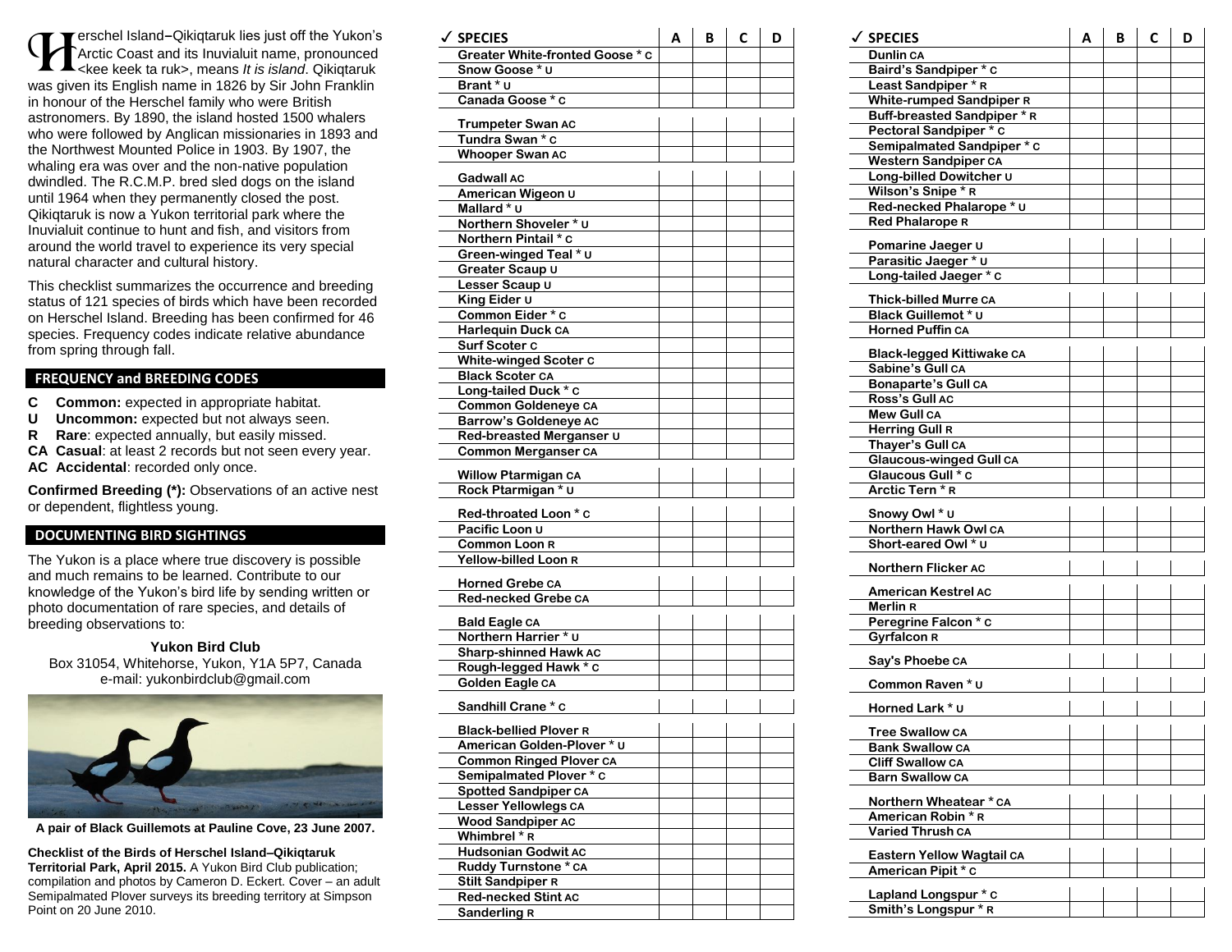Herschel Island–Qikiqtaruk lies just off the Yukon's Arctic Coast and its Inuvialuit name, pronounced <kee keek ta ruk>, means *It is island*. Qikiqtaruk was given its English name in 1826 by Sir John Franklin in honour of the Herschel family who were British astronomers. By 1890, the island hosted 1500 whalers who were followed by Anglican missionaries in 1893 and the Northwest Mounted Police in 1903. By 1907, the whaling era was over and the non-native population dwindled. The R.C.M.P. bred sled dogs on the island until 1964 when they permanently closed the post. Qikiqtaruk is now a Yukon territorial park where the Inuvialuit continue to hunt and fish, and visitors from around the world travel to experience its very special natural character and cultural history.

This checklist summarizes the occurrence and breeding status of 121 species of birds which have been recorded on Herschel Island. Breeding has been confirmed for 46 species. Frequency codes indicate relative abundance from spring through fall.

## FREQUENCY and BREEDING CODES

- **C** **Common:** expected in appropriate habitat.
- **U** **Uncommon:** expected but not always seen.
- **R** **Rare**: expected annually, but easily missed.
- **CA** **Casual**: at least 2 records but not seen every year.
- **AC** **Accidental**: recorded only once.

**Confirmed Breeding (*):** Observations of an active nest or dependent, flightless young.

## DOCUMENTING BIRD SIGHTINGS

The Yukon is a place where true discovery is possible and much remains to be learned. Contribute to our knowledge of the Yukon's bird life by sending written or photo documentation of rare species, and details of breeding observations to:

**Yukon Bird Club**
Box 31054, Whitehorse, Yukon, Y1A 5P7, Canada
e-mail: yukonbirdclub@gmail.com

**A pair of Black Guillemots at Pauline Cove, 23 June 2007.**

**Checklist of the Birds of Herschel Island–Qikiqtaruk Territorial Park, April 2015.** A Yukon Bird Club publication; compilation and photos by Cameron D. Eckert. Cover – an adult Semipalmated Plover surveys its breeding territory at Simpson Point on 20 June 2010.

| ✓ SPECIES | A | B | C | D |
|---|---|---|---|---|
| Greater White-fronted Goose * C | | | | |
| Snow Goose * U | | | | |
| Brant * U | | | | |
| Canada Goose * C | | | | |
| Trumpeter Swan AC | | | | |
| Tundra Swan * C | | | | |
| Whooper Swan AC | | | | |
| Gadwall AC | | | | |
| American Wigeon U | | | | |
| Mallard * U | | | | |
| Northern Shoveler * U | | | | |
| Northern Pintail * C | | | | |
| Green-winged Teal * U | | | | |
| Greater Scaup U | | | | |
| Lesser Scaup U | | | | |
| King Eider U | | | | |
| Common Eider * C | | | | |
| Harlequin Duck CA | | | | |
| Surf Scoter C | | | | |
| White-winged Scoter C | | | | |
| Black Scoter CA | | | | |
| Long-tailed Duck * C | | | | |
| Common Goldeneye CA | | | | |
| Barrow's Goldeneye AC | | | | |
| Red-breasted Merganser U | | | | |
| Common Merganser CA | | | | |
| Willow Ptarmigan CA | | | | |
| Rock Ptarmigan * U | | | | |
| Red-throated Loon * C | | | | |
| Pacific Loon U | | | | |
| Common Loon R | | | | |
| Yellow-billed Loon R | | | | |
| Horned Grebe CA | | | | |
| Red-necked Grebe CA | | | | |
| Bald Eagle CA | | | | |
| Northern Harrier * U | | | | |
| Sharp-shinned Hawk AC | | | | |
| Rough-legged Hawk * C | | | | |
| Golden Eagle CA | | | | |
| Sandhill Crane * C | | | | |
| Black-bellied Plover R | | | | |
| American Golden-Plover * U | | | | |
| Common Ringed Plover CA | | | | |
| Semipalmated Plover * C | | | | |
| Spotted Sandpiper CA | | | | |
| Lesser Yellowlegs CA | | | | |
| Wood Sandpiper AC | | | | |
| Whimbrel * R | | | | |
| Hudsonian Godwit AC | | | | |
| Ruddy Turnstone * CA | | | | |
| Stilt Sandpiper R | | | | |
| Red-necked Stint AC | | | | |
| Sanderling R | | | | |
| Dunlin CA | | | | |
| Baird's Sandpiper * C | | | | |
| Least Sandpiper * R | | | | |
| White-rumped Sandpiper R | | | | |
| Buff-breasted Sandpiper * R | | | | |
| Pectoral Sandpiper * C | | | | |
| Semipalmated Sandpiper * C | | | | |
| Western Sandpiper CA | | | | |
| Long-billed Dowitcher U | | | | |
| Wilson's Snipe * R | | | | |
| Red-necked Phalarope * U | | | | |
| Red Phalarope R | | | | |
| Pomarine Jaeger U | | | | |
| Parasitic Jaeger * U | | | | |
| Long-tailed Jaeger * C | | | | |
| Thick-billed Murre CA | | | | |
| Black Guillemot * U | | | | |
| Horned Puffin CA | | | | |
| Black-legged Kittiwake CA | | | | |
| Sabine's Gull CA | | | | |
| Bonaparte's Gull CA | | | | |
| Ross's Gull AC | | | | |
| Mew Gull CA | | | | |
| Herring Gull R | | | | |
| Thayer's Gull CA | | | | |
| Glaucous-winged Gull CA | | | | |
| Glaucous Gull * C | | | | |
| Arctic Tern * R | | | | |
| Snowy Owl * U | | | | |
| Northern Hawk Owl CA | | | | |
| Short-eared Owl * U | | | | |
| Northern Flicker AC | | | | |
| American Kestrel AC | | | | |
| Merlin R | | | | |
| Peregrine Falcon * C | | | | |
| Gyrfalcon R | | | | |
| Say's Phoebe CA | | | | |
| Common Raven * U | | | | |
| Horned Lark * U | | | | |
| Tree Swallow CA | | | | |
| Bank Swallow CA | | | | |
| Cliff Swallow CA | | | | |
| Barn Swallow CA | | | | |
| Northern Wheatear * CA | | | | |
| American Robin * R | | | | |
| Varied Thrush CA | | | | |
| Eastern Yellow Wagtail CA | | | | |
| American Pipit * C | | | | |
| Lapland Longspur * C | | | | |
| Smith's Longspur * R | | | | |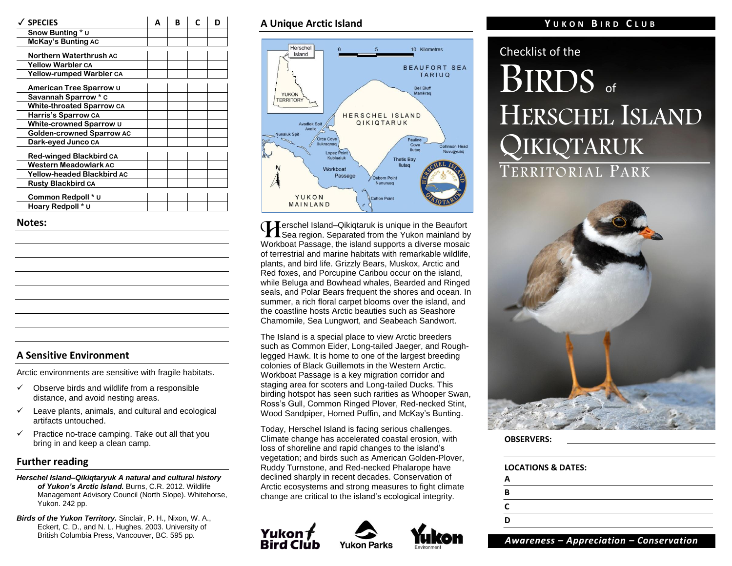| ✓ SPECIES | A | B | C | D |
|---|---|---|---|---|
| Snow Bunting * U | | | | |
| McKay's Bunting AC | | | | |
| Northern Waterthrush AC | | | | |
| Yellow Warbler CA | | | | |
| Yellow-rumped Warbler CA | | | | |
| American Tree Sparrow U | | | | |
| Savannah Sparrow * C | | | | |
| White-throated Sparrow CA | | | | |
| Harris's Sparrow CA | | | | |
| White-crowned Sparrow U | | | | |
| Golden-crowned Sparrow AC | | | | |
| Dark-eyed Junco CA | | | | |
| Red-winged Blackbird CA | | | | |
| Western Meadowlark AC | | | | |
| Yellow-headed Blackbird AC | | | | |
| Rusty Blackbird CA | | | | |
| Common Redpoll * U | | | | |
| Hoary Redpoll * U | | | | |

## Notes:

## A Sensitive Environment

Arctic environments are sensitive with fragile habitats.

- ✓ Observe birds and wildlife from a responsible distance, and avoid nesting areas.
- ✓ Leave plants, animals, and cultural and ecological artifacts untouched.
- ✓ Practice no-trace camping. Take out all that you bring in and keep a clean camp.

## Further reading

***Herschel Island–Qikiqtaryuk A natural and cultural history of Yukon's Arctic Island.*** Burns, C.R. 2012. Wildlife Management Advisory Council (North Slope). Whitehorse, Yukon. 242 pp.

***Birds of the Yukon Territory.*** Sinclair, P. H., Nixon, W. A., Eckert, C. D., and N. L. Hughes. 2003. University of British Columbia Press, Vancouver, BC. 595 pp.

## A Unique Arctic Island

Herschel Island · 0 5 10 Kilometres · BEAUFORT SEA TARIUQ · YUKON TERRITORY · HERSCHEL ISLAND QIKIQTARUK · Bell Bluff Manikraq · Avadlek Spit Avaliq · Nunaluk Spit · Orca Cove Ilukraqnaq · Pauline Cove Ilutaq · Collinson Head Nuvugyuaq · Lopez Point Kublualuk · Thetis Bay Ilutaq · Workboat Passage · Osborn Point Nunuruaq · Catton Point · YUKON MAINLAND · N

Herschel Island–Qikiqtaruk is unique in the Beaufort Sea region. Separated from the Yukon mainland by Workboat Passage, the island supports a diverse mosaic of terrestrial and marine habitats with remarkable wildlife, plants, and bird life. Grizzly Bears, Muskox, Arctic and Red foxes, and Porcupine Caribou occur on the island, while Beluga and Bowhead whales, Bearded and Ringed seals, and Polar Bears frequent the shores and ocean. In summer, a rich floral carpet blooms over the island, and the coastline hosts Arctic beauties such as Seashore Chamomile, Sea Lungwort, and Seabeach Sandwort.

The Island is a special place to view Arctic breeders such as Common Eider, Long-tailed Jaeger, and Rough-legged Hawk. It is home to one of the largest breeding colonies of Black Guillemots in the Western Arctic. Workboat Passage is a key migration corridor and staging area for scoters and Long-tailed Ducks. This birding hotspot has seen such rarities as Whooper Swan, Ross's Gull, Common Ringed Plover, Red-necked Stint, Wood Sandpiper, Horned Puffin, and McKay's Bunting.

Today, Herschel Island is facing serious challenges. Climate change has accelerated coastal erosion, with loss of shoreline and rapid changes to the island's vegetation; and birds such as American Golden-Plover, Ruddy Turnstone, and Red-necked Phalarope have declined sharply in recent decades. Conservation of Arctic ecosystems and strong measures to fight climate change are critical to the island's ecological integrity.

Yukon Bird Club · Yukon Parks · Yukon Environment

**YUKON BIRD CLUB**

# Checklist of the BIRDS of HERSCHEL ISLAND QIKIQTARUK TERRITORIAL PARK

**OBSERVERS:**

**LOCATIONS & DATES:**

**A**

**B**

**C**

**D**

***Awareness – Appreciation – Conservation***